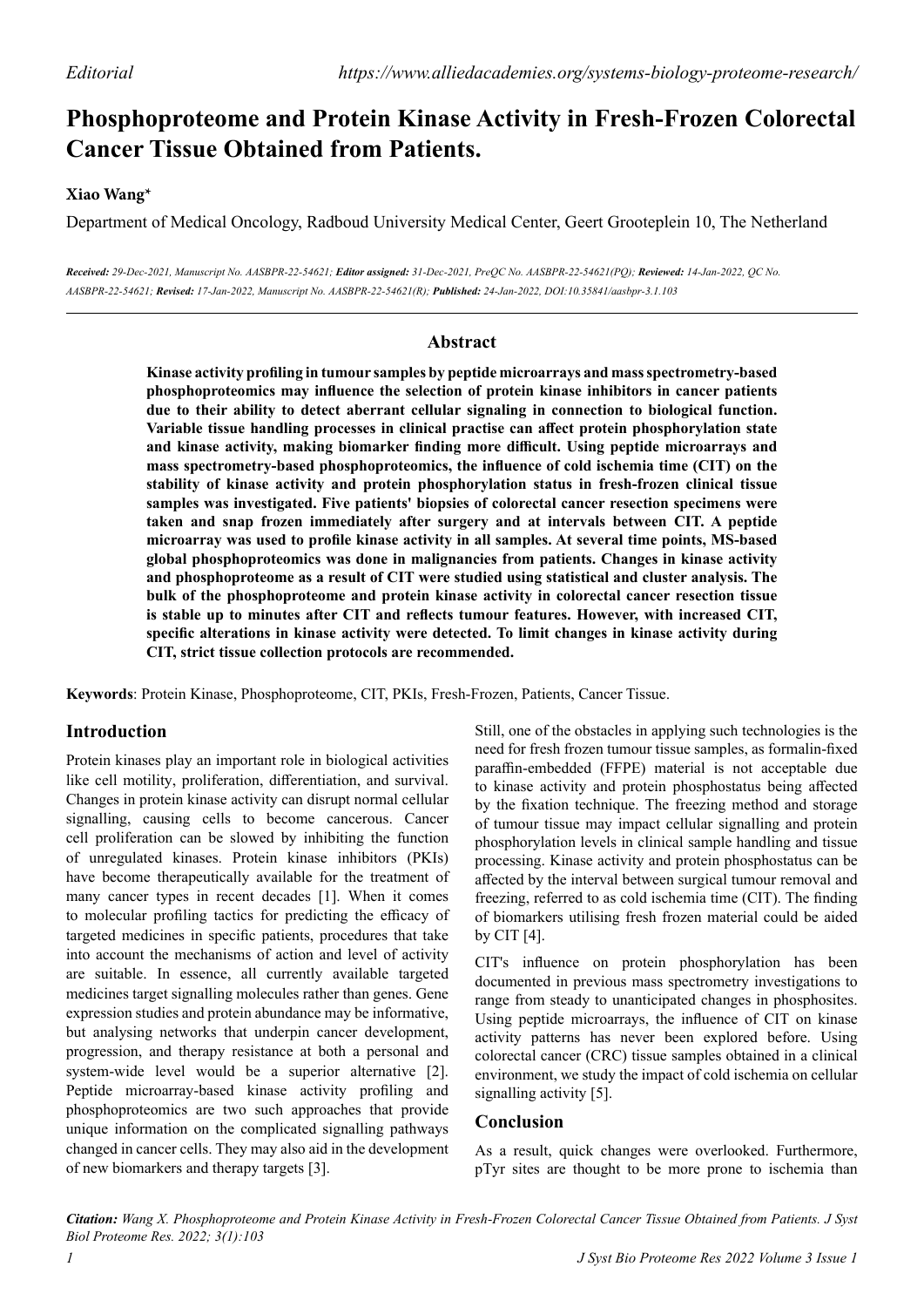*Editorial*

# Phosphoproteome and Protein Kinase Activity in Fresh-Frozen Colorectal Cancer Tissue Obtained from Patients.

**Xiao Wang***

Department of Medical Oncology, Radboud University Medical Center, Geert Grooteplein 10, The Netherland

***Received:** 29-Dec-2021, Manuscript No. AASBPR-22-54621; **Editor assigned:** 31-Dec-2021, PreQC No. AASBPR-22-54621(PQ); **Reviewed:** 14-Jan-2022, QC No. AASBPR-22-54621; **Revised:** 17-Jan-2022, Manuscript No. AASBPR-22-54621(R); **Published:** 24-Jan-2022, DOI:10.35841/aasbpr-3.1.103*

## Abstract

**Kinase activity profiling in tumour samples by peptide microarrays and mass spectrometry-based phosphoproteomics may influence the selection of protein kinase inhibitors in cancer patients due to their ability to detect aberrant cellular signaling in connection to biological function. Variable tissue handling processes in clinical practise can affect protein phosphorylation state and kinase activity, making biomarker finding more difficult. Using peptide microarrays and mass spectrometry-based phosphoproteomics, the influence of cold ischemia time (CIT) on the stability of kinase activity and protein phosphorylation status in fresh-frozen clinical tissue samples was investigated. Five patients' biopsies of colorectal cancer resection specimens were taken and snap frozen immediately after surgery and at intervals between CIT. A peptide microarray was used to profile kinase activity in all samples. At several time points, MS-based global phosphoproteomics was done in malignancies from patients. Changes in kinase activity and phosphoproteome as a result of CIT were studied using statistical and cluster analysis. The bulk of the phosphoproteome and protein kinase activity in colorectal cancer resection tissue is stable up to minutes after CIT and reflects tumour features. However, with increased CIT, specific alterations in kinase activity were detected. To limit changes in kinase activity during CIT, strict tissue collection protocols are recommended.**

**Keywords**: Protein Kinase, Phosphoproteome, CIT, PKIs, Fresh-Frozen, Patients, Cancer Tissue.

## Introduction

Protein kinases play an important role in biological activities like cell motility, proliferation, differentiation, and survival. Changes in protein kinase activity can disrupt normal cellular signalling, causing cells to become cancerous. Cancer cell proliferation can be slowed by inhibiting the function of unregulated kinases. Protein kinase inhibitors (PKIs) have become therapeutically available for the treatment of many cancer types in recent decades [1]. When it comes to molecular profiling tactics for predicting the efficacy of targeted medicines in specific patients, procedures that take into account the mechanisms of action and level of activity are suitable. In essence, all currently available targeted medicines target signalling molecules rather than genes. Gene expression studies and protein abundance may be informative, but analysing networks that underpin cancer development, progression, and therapy resistance at both a personal and system-wide level would be a superior alternative [2]. Peptide microarray-based kinase activity profiling and phosphoproteomics are two such approaches that provide unique information on the complicated signalling pathways changed in cancer cells. They may also aid in the development of new biomarkers and therapy targets [3].

Still, one of the obstacles in applying such technologies is the need for fresh frozen tumour tissue samples, as formalin-fixed paraffin-embedded (FFPE) material is not acceptable due to kinase activity and protein phosphostatus being affected by the fixation technique. The freezing method and storage of tumour tissue may impact cellular signalling and protein phosphorylation levels in clinical sample handling and tissue processing. Kinase activity and protein phosphostatus can be affected by the interval between surgical tumour removal and freezing, referred to as cold ischemia time (CIT). The finding of biomarkers utilising fresh frozen material could be aided by CIT [4].

CIT's influence on protein phosphorylation has been documented in previous mass spectrometry investigations to range from steady to unanticipated changes in phosphosites. Using peptide microarrays, the influence of CIT on kinase activity patterns has never been explored before. Using colorectal cancer (CRC) tissue samples obtained in a clinical environment, we study the impact of cold ischemia on cellular signalling activity [5].

## Conclusion

As a result, quick changes were overlooked. Furthermore, pTyr sites are thought to be more prone to ischemia than

***Citation:** Wang X. Phosphoproteome and Protein Kinase Activity in Fresh-Frozen Colorectal Cancer Tissue Obtained from Patients. J Syst Biol Proteome Res. 2022; 3(1):103*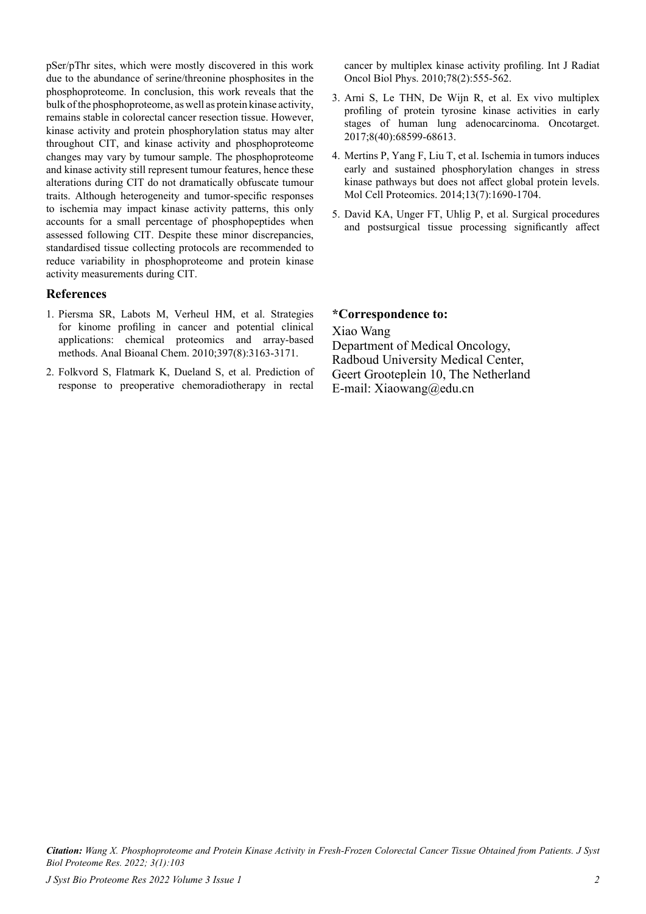pSer/pThr sites, which were mostly discovered in this work due to the abundance of serine/threonine phosphosites in the phosphoproteome. In conclusion, this work reveals that the bulk of the phosphoproteome, as well as protein kinase activity, remains stable in colorectal cancer resection tissue. However, kinase activity and protein phosphorylation status may alter throughout CIT, and kinase activity and phosphoproteome changes may vary by tumour sample. The phosphoproteome and kinase activity still represent tumour features, hence these alterations during CIT do not dramatically obfuscate tumour traits. Although heterogeneity and tumor-specific responses to ischemia may impact kinase activity patterns, this only accounts for a small percentage of phosphopeptides when assessed following CIT. Despite these minor discrepancies, standardised tissue collecting protocols are recommended to reduce variability in phosphoproteome and protein kinase activity measurements during CIT.

## References

1. Piersma SR, Labots M, Verheul HM, et al. Strategies for kinome profiling in cancer and potential clinical applications: chemical proteomics and array-based methods. Anal Bioanal Chem. 2010;397(8):3163-3171.
2. Folkvord S, Flatmark K, Dueland S, et al. Prediction of response to preoperative chemoradiotherapy in rectal cancer by multiplex kinase activity profiling. Int J Radiat Oncol Biol Phys. 2010;78(2):555-562.
3. Arni S, Le THN, De Wijn R, et al. Ex vivo multiplex profiling of protein tyrosine kinase activities in early stages of human lung adenocarcinoma. Oncotarget. 2017;8(40):68599-68613.
4. Mertins P, Yang F, Liu T, et al. Ischemia in tumors induces early and sustained phosphorylation changes in stress kinase pathways but does not affect global protein levels. Mol Cell Proteomics. 2014;13(7):1690-1704.
5. David KA, Unger FT, Uhlig P, et al. Surgical procedures and postsurgical tissue processing significantly affect

**\*Correspondence to:**

Xiao Wang
Department of Medical Oncology,
Radboud University Medical Center,
Geert Grooteplein 10, The Netherland
E-mail: Xiaowang@edu.cn

***Citation:*** *Wang X. Phosphoproteome and Protein Kinase Activity in Fresh-Frozen Colorectal Cancer Tissue Obtained from Patients. J Syst Biol Proteome Res. 2022; 3(1):103*